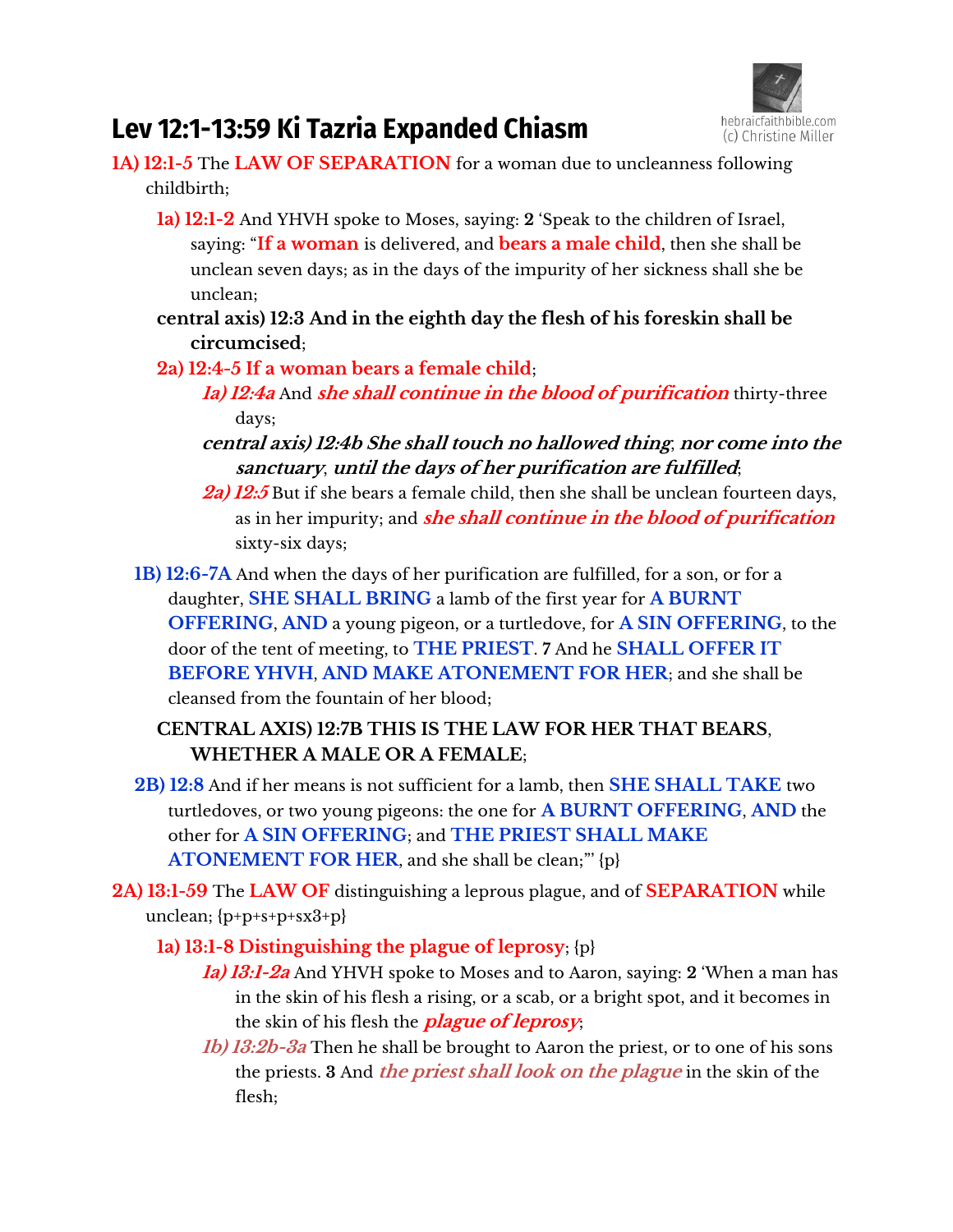# Lev 12:1-13:59 Ki Tazria Expanded Chiasm

hebraicfaithbible.com
(c) Christine Miller

**1A) 12:1-5** The **LAW OF SEPARATION** for a woman due to uncleanness following childbirth;

**1a) 12:1-2** And YHVH spoke to Moses, saying: **2** 'Speak to the children of Israel, saying: "**If a woman** is delivered, and **bears a male child**, then she shall be unclean seven days; as in the days of the impurity of her sickness shall she be unclean;

**central axis) 12:3 And in the eighth day the flesh of his foreskin shall be circumcised**;

**2a) 12:4-5 If a woman bears a female child**;

***1a) 12:4a*** And ***she shall continue in the blood of purification*** thirty-three days;

***central axis) 12:4b She shall touch no hallowed thing*****;** ***nor come into the sanctuary*****,** ***until the days of her purification are fulfilled*****;**

***2a) 12:5*** But if she bears a female child, then she shall be unclean fourteen days, as in her impurity; and ***she shall continue in the blood of purification*** sixty-six days;

**1B) 12:6-7A** And when the days of her purification are fulfilled, for a son, or for a daughter, **SHE SHALL BRING** a lamb of the first year for **A BURNT OFFERING**, **AND** a young pigeon, or a turtledove, for **A SIN OFFERING**, to the door of the tent of meeting, to **THE PRIEST**. **7** And he **SHALL OFFER IT BEFORE YHVH**, **AND MAKE ATONEMENT FOR HER**; and she shall be cleansed from the fountain of her blood;

**CENTRAL AXIS) 12:7B THIS IS THE LAW FOR HER THAT BEARS, WHETHER A MALE OR A FEMALE**;

**2B) 12:8** And if her means is not sufficient for a lamb, then **SHE SHALL TAKE** two turtledoves, or two young pigeons: the one for **A BURNT OFFERING**, **AND** the other for **A SIN OFFERING**; and **THE PRIEST SHALL MAKE ATONEMENT FOR HER**, and she shall be clean;"' {p}

**2A) 13:1-59** The **LAW OF** distinguishing a leprous plague, and of **SEPARATION** while unclean; {p+p+s+p+sx3+p}

**1a) 13:1-8 Distinguishing the plague of leprosy**; {p}

***1a) 13:1-2a*** And YHVH spoke to Moses and to Aaron, saying: **2** 'When a man has in the skin of his flesh a rising, or a scab, or a bright spot, and it becomes in the skin of his flesh the ***plague of leprosy***;

***1b) 13:2b-3a*** Then he shall be brought to Aaron the priest, or to one of his sons the priests. **3** And ***the priest shall look on the plague*** in the skin of the flesh;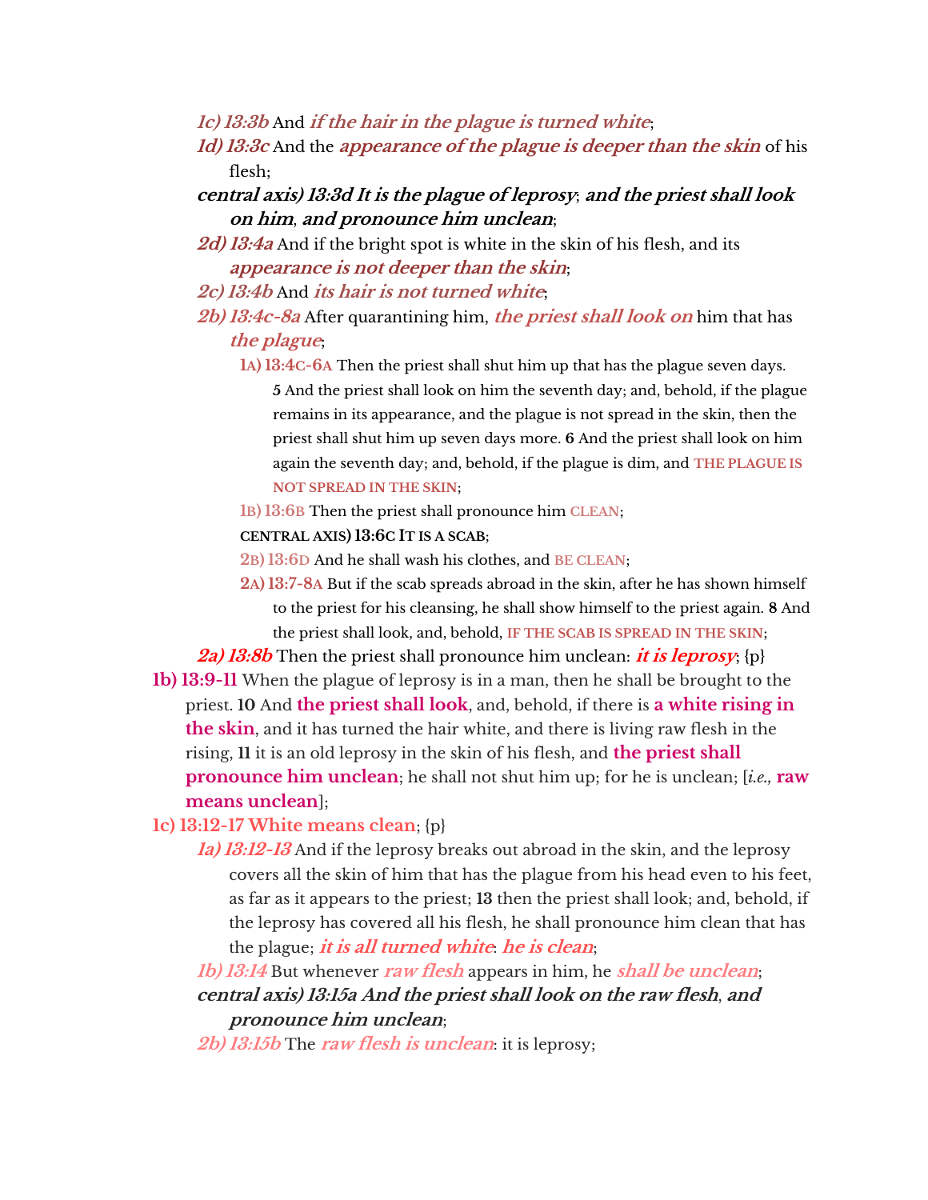*1c) 13:3b* And ***if the hair in the plague is turned white***;

*1d) 13:3c* And the ***appearance of the plague is deeper than the skin*** of his flesh;

***central axis) 13:3d It is the plague of leprosy; and the priest shall look on him, and pronounce him unclean;***

*2d) 13:4a* And if the bright spot is white in the skin of his flesh, and its ***appearance is not deeper than the skin***;

*2c) 13:4b* And ***its hair is not turned white***;

*2b) 13:4c-8a* After quarantining him, ***the priest shall look on*** him that has ***the plague***;

- **1A) 13:4C-6A** Then the priest shall shut him up that has the plague seven days. **5** And the priest shall look on him the seventh day; and, behold, if the plague remains in its appearance, and the plague is not spread in the skin, then the priest shall shut him up seven days more. **6** And the priest shall look on him again the seventh day; and, behold, if the plague is dim, and THE PLAGUE IS NOT SPREAD IN THE SKIN;
- **1B) 13:6B** Then the priest shall pronounce him CLEAN;
- **CENTRAL AXIS) 13:6C IT IS A SCAB;**
- **2B) 13:6D** And he shall wash his clothes, and BE CLEAN;
- **2A) 13:7-8A** But if the scab spreads abroad in the skin, after he has shown himself to the priest for his cleansing, he shall show himself to the priest again. **8** And the priest shall look, and, behold, IF THE SCAB IS SPREAD IN THE SKIN;

***2a) 13:8b*** Then the priest shall pronounce him unclean: ***it is leprosy***; {p}

**1b) 13:9-11** When the plague of leprosy is in a man, then he shall be brought to the priest. **10** And **the priest shall look**, and, behold, if there is **a white rising in the skin**, and it has turned the hair white, and there is living raw flesh in the rising, **11** it is an old leprosy in the skin of his flesh, and **the priest shall pronounce him unclean**; he shall not shut him up; for he is unclean; [*i.e.,* **raw means unclean**];

**1c) 13:12-17 White means clean**; {p}

*1a) 13:12-13* And if the leprosy breaks out abroad in the skin, and the leprosy covers all the skin of him that has the plague from his head even to his feet, as far as it appears to the priest; **13** then the priest shall look; and, behold, if the leprosy has covered all his flesh, he shall pronounce him clean that has the plague; ***it is all turned white***: ***he is clean***;

*1b) 13:14* But whenever ***raw flesh*** appears in him, he ***shall be unclean***;

***central axis) 13:15a And the priest shall look on the raw flesh, and pronounce him unclean;***

*2b) 13:15b* The ***raw flesh is unclean***: it is leprosy;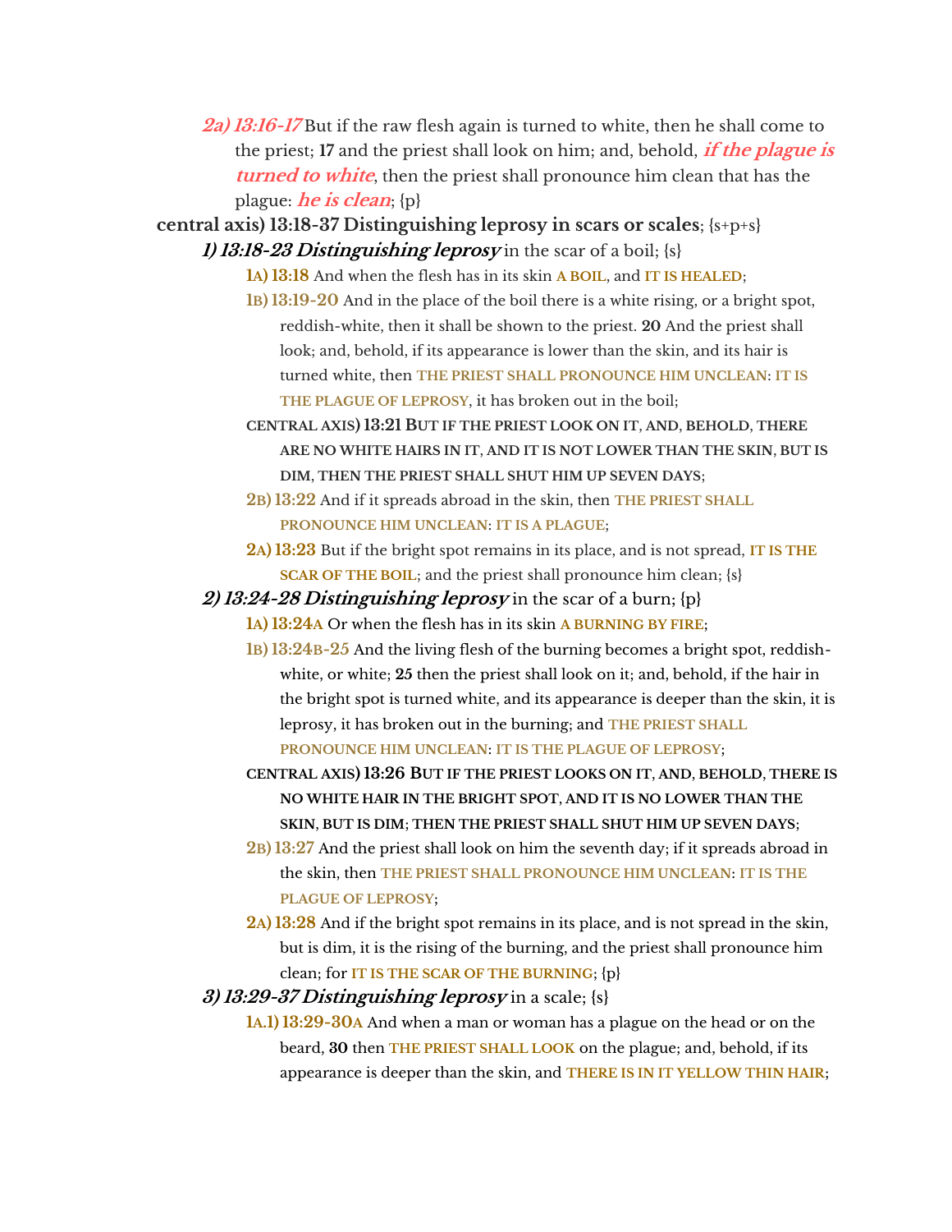*2a) 13:16-17* But if the raw flesh again is turned to white, then he shall come to the priest; **17** and the priest shall look on him; and, behold, ***if the plague is turned to white***, then the priest shall pronounce him clean that has the plague: ***he is clean***; {p}

**central axis) 13:18-37 Distinguishing leprosy in scars or scales**; {s+p+s}

***1) 13:18-23 Distinguishing leprosy*** in the scar of a boil; {s}

- **1A) 13:18** And when the flesh has in its skin **A BOIL**, and **IT IS HEALED**;
  - **1B) 13:19-20** And in the place of the boil there is a white rising, or a bright spot, reddish-white, then it shall be shown to the priest. **20** And the priest shall look; and, behold, if its appearance is lower than the skin, and its hair is turned white, then **THE PRIEST SHALL PRONOUNCE HIM UNCLEAN**: **IT IS THE PLAGUE OF LEPROSY**, it has broken out in the boil;
    - **CENTRAL AXIS) 13:21 BUT IF THE PRIEST LOOK ON IT, AND, BEHOLD, THERE ARE NO WHITE HAIRS IN IT, AND IT IS NOT LOWER THAN THE SKIN, BUT IS DIM, THEN THE PRIEST SHALL SHUT HIM UP SEVEN DAYS;**
  - **2B) 13:22** And if it spreads abroad in the skin, then **THE PRIEST SHALL PRONOUNCE HIM UNCLEAN**: **IT IS A PLAGUE**;
- **2A) 13:23** But if the bright spot remains in its place, and is not spread, **IT IS THE SCAR OF THE BOIL**; and the priest shall pronounce him clean; {s}

***2) 13:24-28 Distinguishing leprosy*** in the scar of a burn; {p}

- **1A) 13:24A** Or when the flesh has in its skin **A BURNING BY FIRE**;
  - **1B) 13:24B-25** And the living flesh of the burning becomes a bright spot, reddish-white, or white; **25** then the priest shall look on it; and, behold, if the hair in the bright spot is turned white, and its appearance is deeper than the skin, it is leprosy, it has broken out in the burning; and **THE PRIEST SHALL PRONOUNCE HIM UNCLEAN**: **IT IS THE PLAGUE OF LEPROSY**;
    - **CENTRAL AXIS) 13:26 BUT IF THE PRIEST LOOKS ON IT, AND, BEHOLD, THERE IS NO WHITE HAIR IN THE BRIGHT SPOT, AND IT IS NO LOWER THAN THE SKIN, BUT IS DIM; THEN THE PRIEST SHALL SHUT HIM UP SEVEN DAYS;**
  - **2B) 13:27** And the priest shall look on him the seventh day; if it spreads abroad in the skin, then **THE PRIEST SHALL PRONOUNCE HIM UNCLEAN**: **IT IS THE PLAGUE OF LEPROSY**;
- **2A) 13:28** And if the bright spot remains in its place, and is not spread in the skin, but is dim, it is the rising of the burning, and the priest shall pronounce him clean; for **IT IS THE SCAR OF THE BURNING**; {p}

***3) 13:29-37 Distinguishing leprosy*** in a scale; {s}

- **1A.1) 13:29-30A** And when a man or woman has a plague on the head or on the beard, **30** then **THE PRIEST SHALL LOOK** on the plague; and, behold, if its appearance is deeper than the skin, and **THERE IS IN IT YELLOW THIN HAIR**;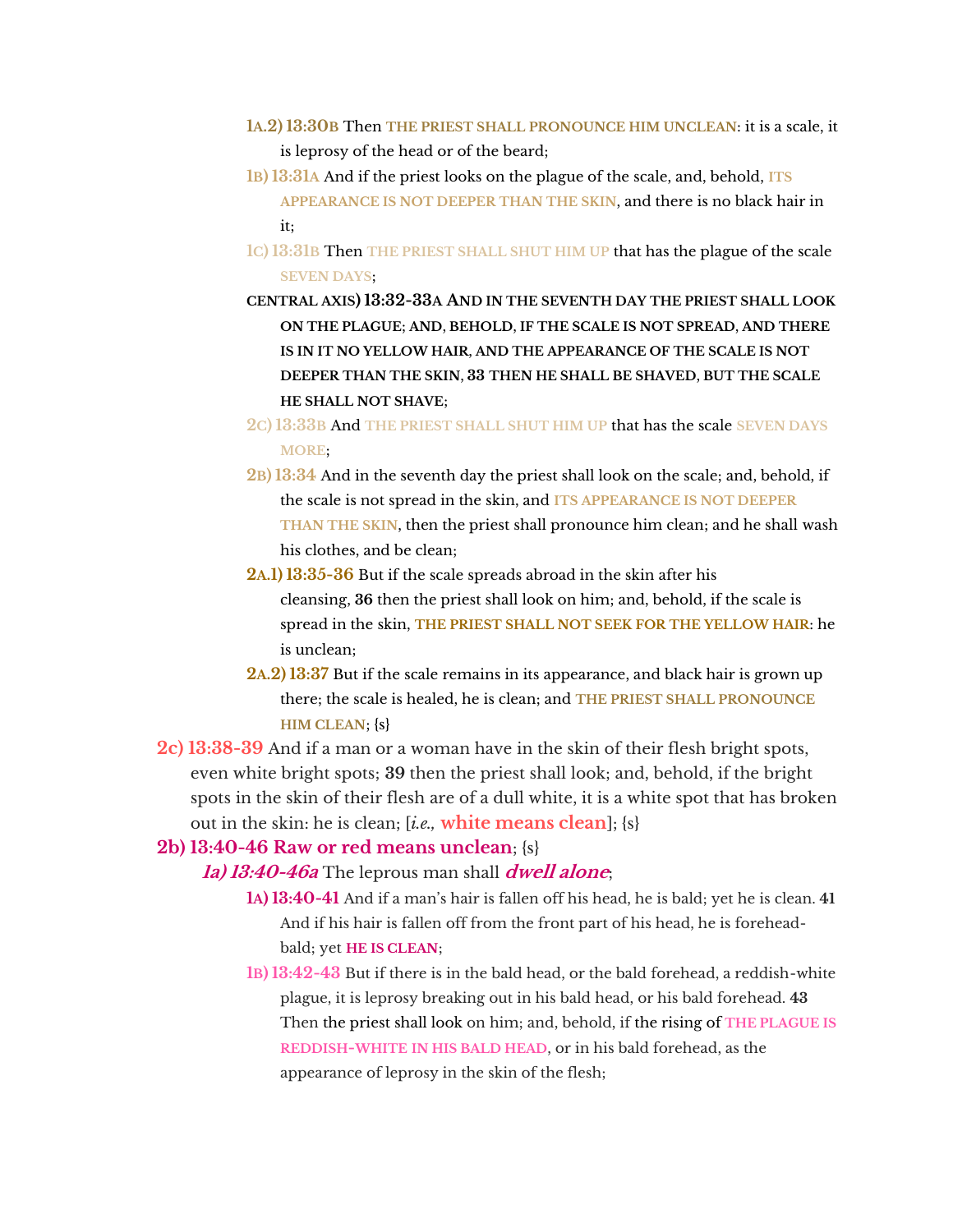- **1A.2) 13:30B** Then **THE PRIEST SHALL PRONOUNCE HIM UNCLEAN**: it is a scale, it is leprosy of the head or of the beard;
- **1B) 13:31A** And if the priest looks on the plague of the scale, and, behold, **ITS APPEARANCE IS NOT DEEPER THAN THE SKIN**, and there is no black hair in it;
- **1C) 13:31B** Then **THE PRIEST SHALL SHUT HIM UP** that has the plague of the scale **SEVEN DAYS**;
- **CENTRAL AXIS) 13:32-33A AND IN THE SEVENTH DAY THE PRIEST SHALL LOOK ON THE PLAGUE; AND, BEHOLD, IF THE SCALE IS NOT SPREAD, AND THERE IS IN IT NO YELLOW HAIR, AND THE APPEARANCE OF THE SCALE IS NOT DEEPER THAN THE SKIN, 33 THEN HE SHALL BE SHAVED, BUT THE SCALE HE SHALL NOT SHAVE;**
- **2C) 13:33B** And **THE PRIEST SHALL SHUT HIM UP** that has the scale **SEVEN DAYS MORE**;
- **2B) 13:34** And in the seventh day the priest shall look on the scale; and, behold, if the scale is not spread in the skin, and **ITS APPEARANCE IS NOT DEEPER THAN THE SKIN**, then the priest shall pronounce him clean; and he shall wash his clothes, and be clean;
- **2A.1) 13:35-36** But if the scale spreads abroad in the skin after his cleansing, **36** then the priest shall look on him; and, behold, if the scale is spread in the skin, **THE PRIEST SHALL NOT SEEK FOR THE YELLOW HAIR**: he is unclean;
- **2A.2) 13:37** But if the scale remains in its appearance, and black hair is grown up there; the scale is healed, he is clean; and **THE PRIEST SHALL PRONOUNCE HIM CLEAN**; {s}

**2c) 13:38-39** And if a man or a woman have in the skin of their flesh bright spots, even white bright spots; **39** then the priest shall look; and, behold, if the bright spots in the skin of their flesh are of a dull white, it is a white spot that has broken out in the skin: he is clean; [*i.e.,* **white means clean**]; {s}

**2b) 13:40-46 Raw or red means unclean**; {s}

***1a) 13:40-46a*** The leprous man shall ***dwell alone***;

- **1A) 13:40-41** And if a man's hair is fallen off his head, he is bald; yet he is clean. **41** And if his hair is fallen off from the front part of his head, he is forehead-bald; yet **HE IS CLEAN**;
- **1B) 13:42-43** But if there is in the bald head, or the bald forehead, a reddish-white plague, it is leprosy breaking out in his bald head, or his bald forehead. **43** Then the priest shall look on him; and, behold, if the rising of **THE PLAGUE IS REDDISH-WHITE IN HIS BALD HEAD**, or in his bald forehead, as the appearance of leprosy in the skin of the flesh;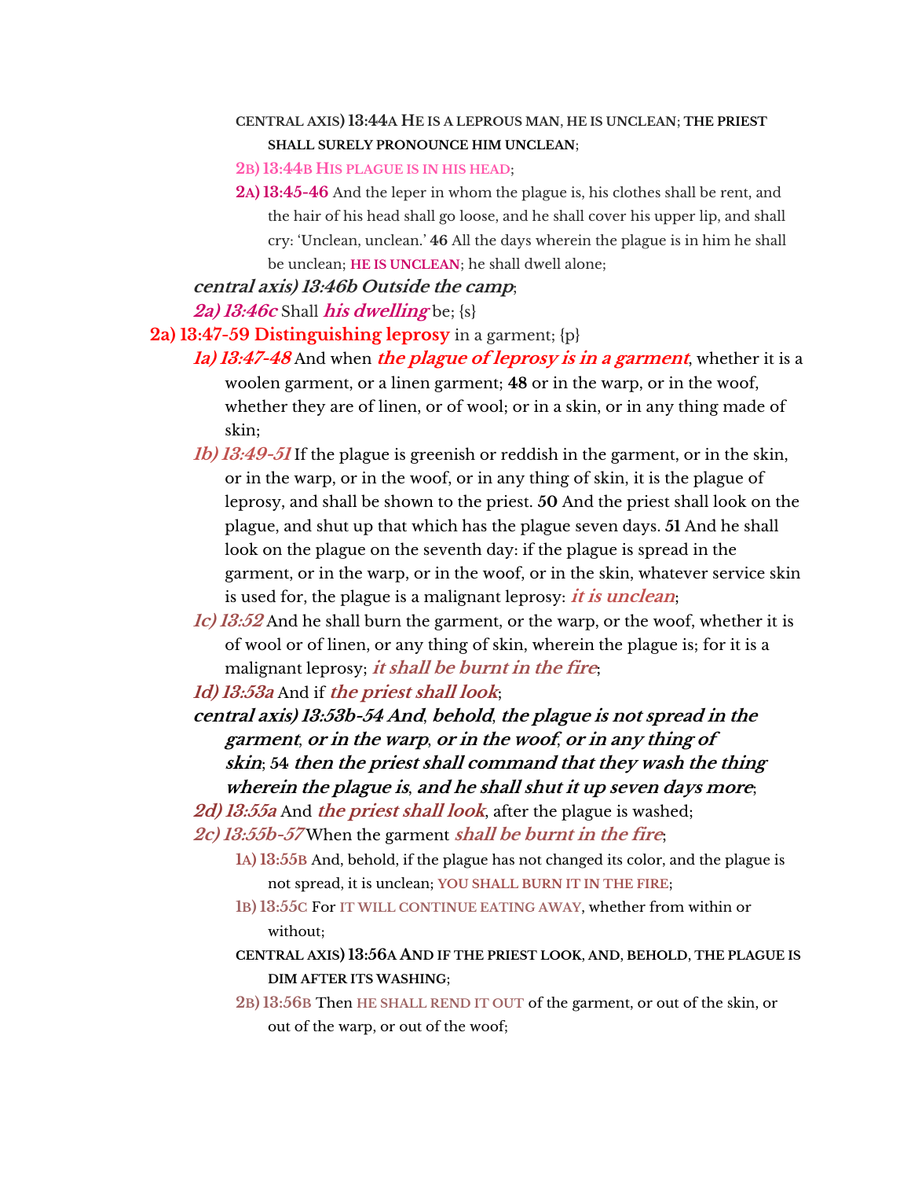CENTRAL AXIS) **13:44A HE IS A LEPROUS MAN, HE IS UNCLEAN; THE PRIEST SHALL SURELY PRONOUNCE HIM UNCLEAN;**

2B) 13:44B HIS PLAGUE IS IN HIS HEAD;

**2A) 13:45-46** And the leper in whom the plague is, his clothes shall be rent, and the hair of his head shall go loose, and he shall cover his upper lip, and shall cry: 'Unclean, unclean.' **46** All the days wherein the plague is in him he shall be unclean; **HE IS UNCLEAN**; he shall dwell alone;

***central axis) 13:46b Outside the camp***;

***2a) 13:46c*** Shall ***his dwelling*** be; {s}

**2a) 13:47-59 Distinguishing leprosy** in a garment; {p}

***1a) 13:47-48*** And when ***the plague of leprosy is in a garment***, whether it is a woolen garment, or a linen garment; **48** or in the warp, or in the woof, whether they are of linen, or of wool; or in a skin, or in any thing made of skin;

***1b) 13:49-51*** If the plague is greenish or reddish in the garment, or in the skin, or in the warp, or in the woof, or in any thing of skin, it is the plague of leprosy, and shall be shown to the priest. **50** And the priest shall look on the plague, and shut up that which has the plague seven days. **51** And he shall look on the plague on the seventh day: if the plague is spread in the garment, or in the warp, or in the woof, or in the skin, whatever service skin is used for, the plague is a malignant leprosy: ***it is unclean***;

***1c) 13:52*** And he shall burn the garment, or the warp, or the woof, whether it is of wool or of linen, or any thing of skin, wherein the plague is; for it is a malignant leprosy; ***it shall be burnt in the fire***;

***1d) 13:53a*** And if ***the priest shall look***;

***central axis) 13:53b-54 And, behold, the plague is not spread in the garment, or in the warp, or in the woof, or in any thing of skin; 54 then the priest shall command that they wash the thing wherein the plague is, and he shall shut it up seven days more***;

***2d) 13:55a*** And ***the priest shall look***, after the plague is washed;

***2c) 13:55b-57*** When the garment ***shall be burnt in the fire***;

1A) 13:55B And, behold, if the plague has not changed its color, and the plague is not spread, it is unclean; YOU SHALL BURN IT IN THE FIRE;

1B) 13:55C For IT WILL CONTINUE EATING AWAY, whether from within or without;

CENTRAL AXIS) **13:56A AND IF THE PRIEST LOOK, AND, BEHOLD, THE PLAGUE IS DIM AFTER ITS WASHING;**

2B) 13:56B Then HE SHALL REND IT OUT of the garment, or out of the skin, or out of the warp, or out of the woof;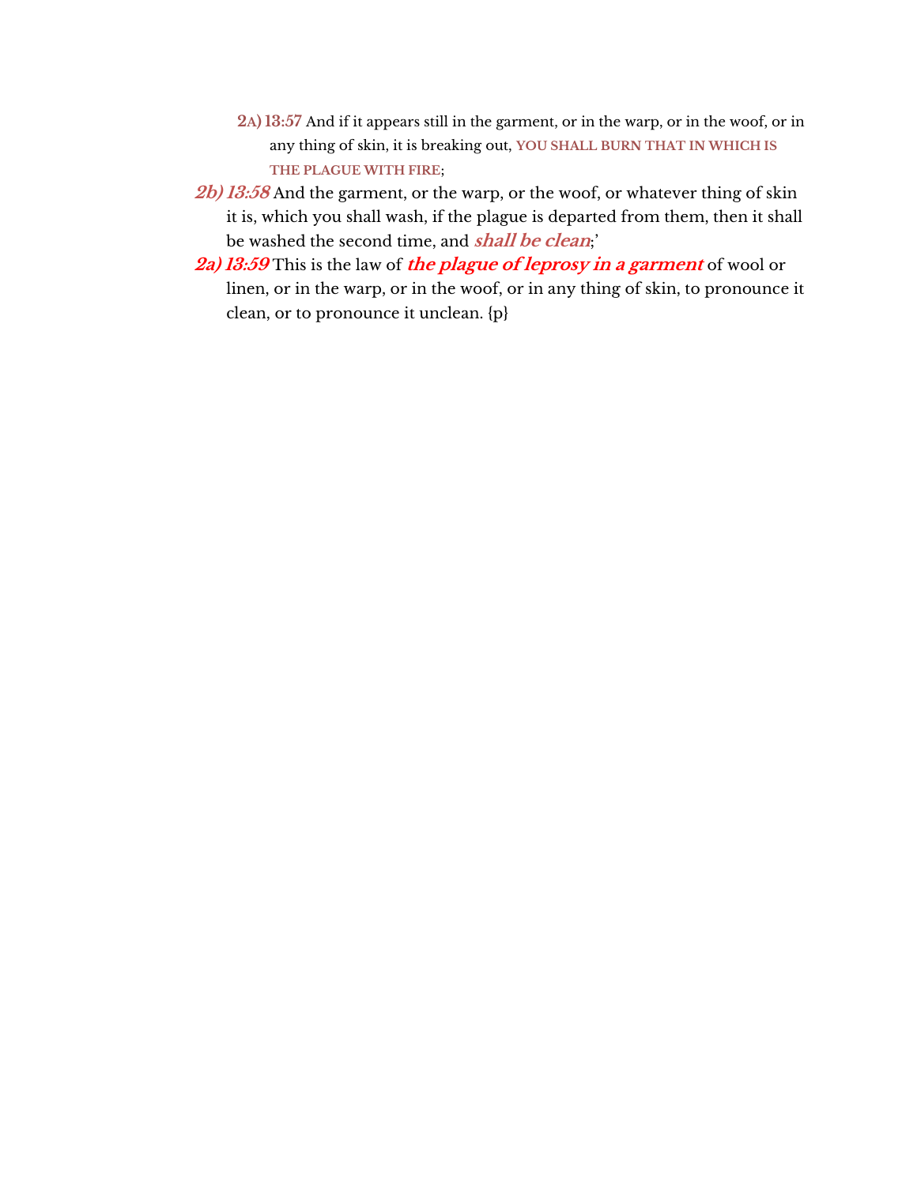**2A) 13:57** And if it appears still in the garment, or in the warp, or in the woof, or in any thing of skin, it is breaking out, **YOU SHALL BURN THAT IN WHICH IS THE PLAGUE WITH FIRE**;

***2b) 13:58*** And the garment, or the warp, or the woof, or whatever thing of skin it is, which you shall wash, if the plague is departed from them, then it shall be washed the second time, and ***shall be clean***;'

***2a) 13:59*** This is the law of ***the plague of leprosy in a garment*** of wool or linen, or in the warp, or in the woof, or in any thing of skin, to pronounce it clean, or to pronounce it unclean. {p}